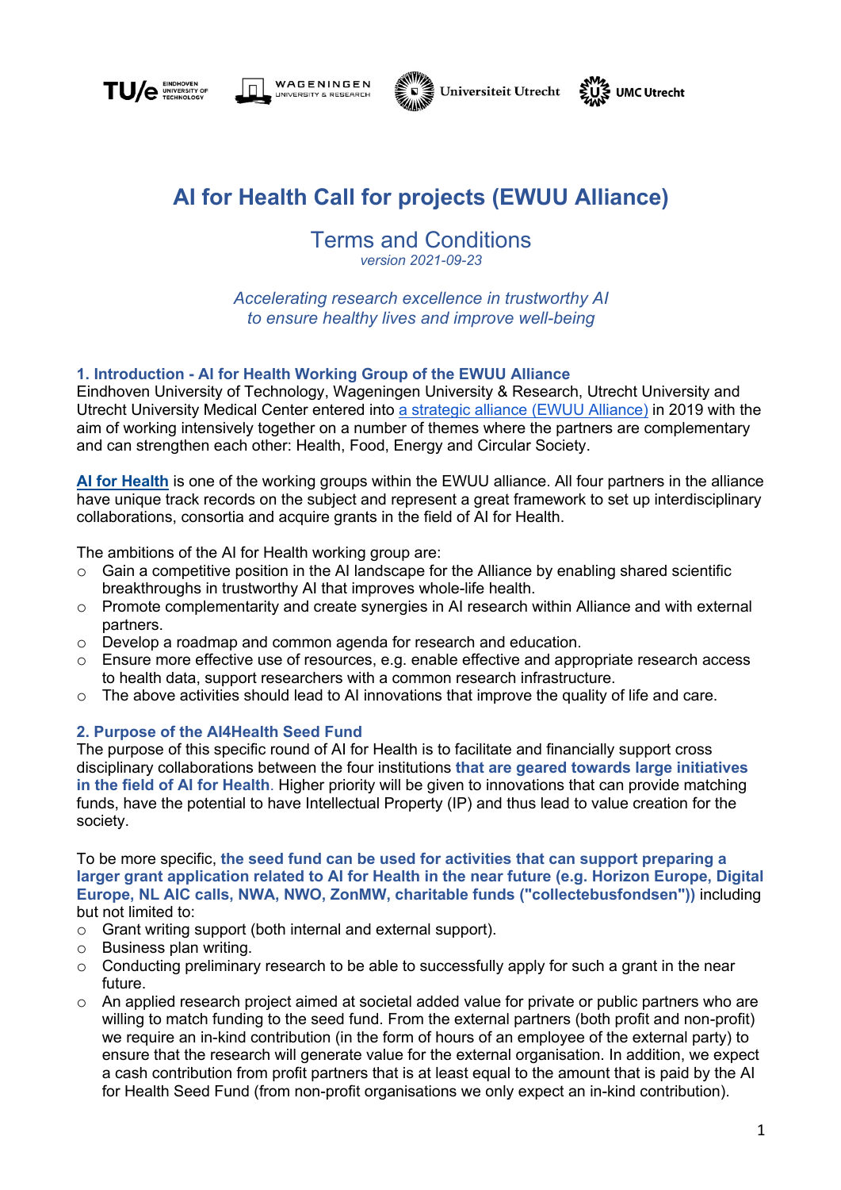# AI for Health Call for projects (EWUU Alliance)

## Terms and Conditions

*version 2021-09-23*

*Accelerating research excellence in trustworthy AI to ensure healthy lives and improve well-being*

### 1. Introduction - AI for Health Working Group of the EWUU Alliance

Eindhoven University of Technology, Wageningen University & Research, Utrecht University and Utrecht University Medical Center entered into [a strategic alliance (EWUU Alliance)] in 2019 with the aim of working intensively together on a number of themes where the partners are complementary and can strengthen each other: Health, Food, Energy and Circular Society.

**[AI for Health]** is one of the working groups within the EWUU alliance. All four partners in the alliance have unique track records on the subject and represent a great framework to set up interdisciplinary collaborations, consortia and acquire grants in the field of AI for Health.

The ambitions of the AI for Health working group are:

- Gain a competitive position in the AI landscape for the Alliance by enabling shared scientific breakthroughs in trustworthy AI that improves whole-life health.
- Promote complementarity and create synergies in AI research within Alliance and with external partners.
- Develop a roadmap and common agenda for research and education.
- Ensure more effective use of resources, e.g. enable effective and appropriate research access to health data, support researchers with a common research infrastructure.
- The above activities should lead to AI innovations that improve the quality of life and care.

### 2. Purpose of the AI4Health Seed Fund

The purpose of this specific round of AI for Health is to facilitate and financially support cross disciplinary collaborations between the four institutions **that are geared towards large initiatives in the field of AI for Health**. Higher priority will be given to innovations that can provide matching funds, have the potential to have Intellectual Property (IP) and thus lead to value creation for the society.

To be more specific, **the seed fund can be used for activities that can support preparing a larger grant application related to AI for Health in the near future (e.g. Horizon Europe, Digital Europe, NL AIC calls, NWA, NWO, ZonMW, charitable funds ("collectebusfondsen"))** including but not limited to:

- Grant writing support (both internal and external support).
- Business plan writing.
- Conducting preliminary research to be able to successfully apply for such a grant in the near future.
- An applied research project aimed at societal added value for private or public partners who are willing to match funding to the seed fund. From the external partners (both profit and non-profit) we require an in-kind contribution (in the form of hours of an employee of the external party) to ensure that the research will generate value for the external organisation. In addition, we expect a cash contribution from profit partners that is at least equal to the amount that is paid by the AI for Health Seed Fund (from non-profit organisations we only expect an in-kind contribution).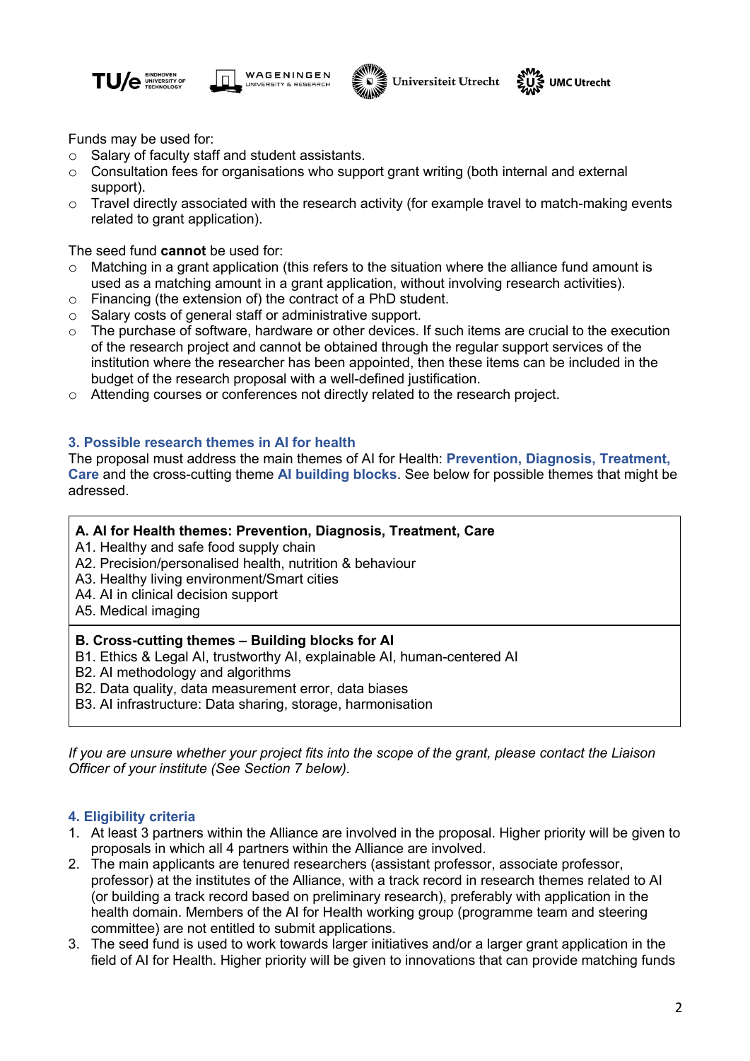Funds may be used for:

- Salary of faculty staff and student assistants.
- Consultation fees for organisations who support grant writing (both internal and external support).
- Travel directly associated with the research activity (for example travel to match-making events related to grant application).

The seed fund **cannot** be used for:

- Matching in a grant application (this refers to the situation where the alliance fund amount is used as a matching amount in a grant application, without involving research activities).
- Financing (the extension of) the contract of a PhD student.
- Salary costs of general staff or administrative support.
- The purchase of software, hardware or other devices. If such items are crucial to the execution of the research project and cannot be obtained through the regular support services of the institution where the researcher has been appointed, then these items can be included in the budget of the research proposal with a well-defined justification.
- Attending courses or conferences not directly related to the research project.

## 3. Possible research themes in AI for health

The proposal must address the main themes of AI for Health: **Prevention, Diagnosis, Treatment, Care** and the cross-cutting theme **AI building blocks**. See below for possible themes that might be adressed.

| **A. AI for Health themes: Prevention, Diagnosis, Treatment, Care** |
|---|
| A1. Healthy and safe food supply chain<br>A2. Precision/personalised health, nutrition & behaviour<br>A3. Healthy living environment/Smart cities<br>A4. AI in clinical decision support<br>A5. Medical imaging |
| **B. Cross-cutting themes – Building blocks for AI** |
| B1. Ethics & Legal AI, trustworthy AI, explainable AI, human-centered AI<br>B2. AI methodology and algorithms<br>B2. Data quality, data measurement error, data biases<br>B3. AI infrastructure: Data sharing, storage, harmonisation |

*If you are unsure whether your project fits into the scope of the grant, please contact the Liaison Officer of your institute (See Section 7 below).*

## 4. Eligibility criteria

1. At least 3 partners within the Alliance are involved in the proposal. Higher priority will be given to proposals in which all 4 partners within the Alliance are involved.
2. The main applicants are tenured researchers (assistant professor, associate professor, professor) at the institutes of the Alliance, with a track record in research themes related to AI (or building a track record based on preliminary research), preferably with application in the health domain. Members of the AI for Health working group (programme team and steering committee) are not entitled to submit applications.
3. The seed fund is used to work towards larger initiatives and/or a larger grant application in the field of AI for Health. Higher priority will be given to innovations that can provide matching funds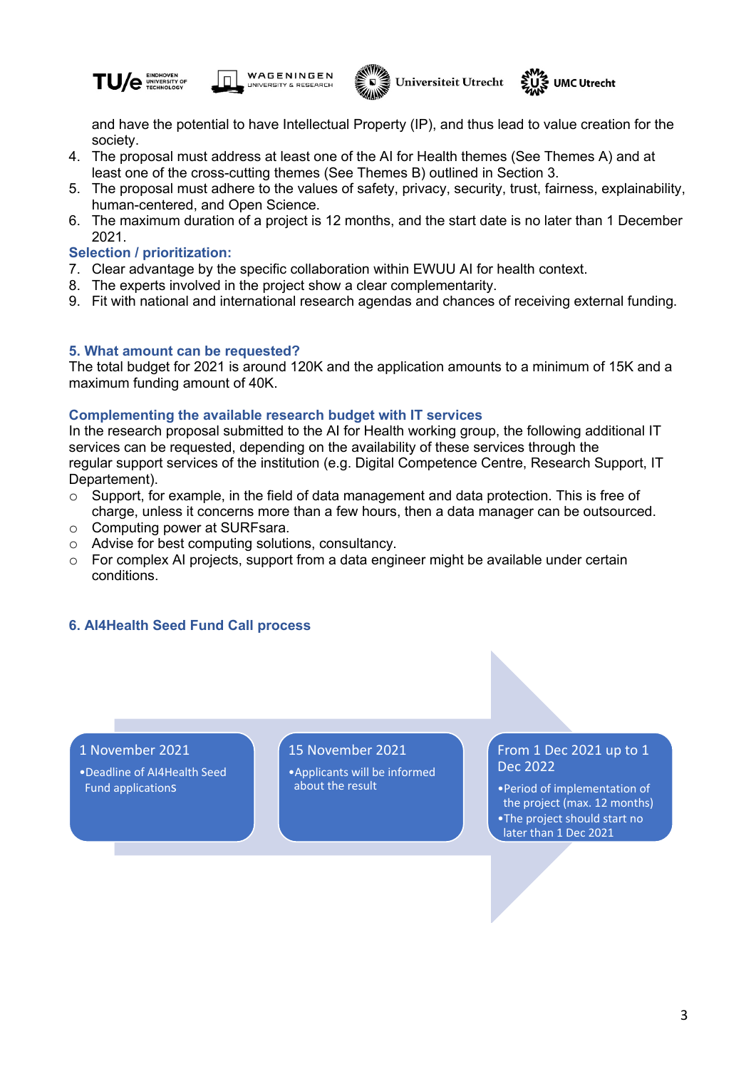and have the potential to have Intellectual Property (IP), and thus lead to value creation for the society.

4. The proposal must address at least one of the AI for Health themes (See Themes A) and at least one of the cross-cutting themes (See Themes B) outlined in Section 3.
5. The proposal must adhere to the values of safety, privacy, security, trust, fairness, explainability, human-centered, and Open Science.
6. The maximum duration of a project is 12 months, and the start date is no later than 1 December 2021.

### Selection / prioritization:

7. Clear advantage by the specific collaboration within EWUU AI for health context.
8. The experts involved in the project show a clear complementarity.
9. Fit with national and international research agendas and chances of receiving external funding.

## 5. What amount can be requested?

The total budget for 2021 is around 120K and the application amounts to a minimum of 15K and a maximum funding amount of 40K.

### Complementing the available research budget with IT services

In the research proposal submitted to the AI for Health working group, the following additional IT services can be requested, depending on the availability of these services through the regular support services of the institution (e.g. Digital Competence Centre, Research Support, IT Departement).

- Support, for example, in the field of data management and data protection. This is free of charge, unless it concerns more than a few hours, then a data manager can be outsourced.
- Computing power at SURFsara.
- Advise for best computing solutions, consultancy.
- For complex AI projects, support from a data engineer might be available under certain conditions.

## 6. AI4Health Seed Fund Call process

**1 November 2021**
- Deadline of AI4Health Seed Fund applications

**15 November 2021**
- Applicants will be informed about the result

**From 1 Dec 2021 up to 1 Dec 2022**
- Period of implementation of the project (max. 12 months)
- The project should start no later than 1 Dec 2021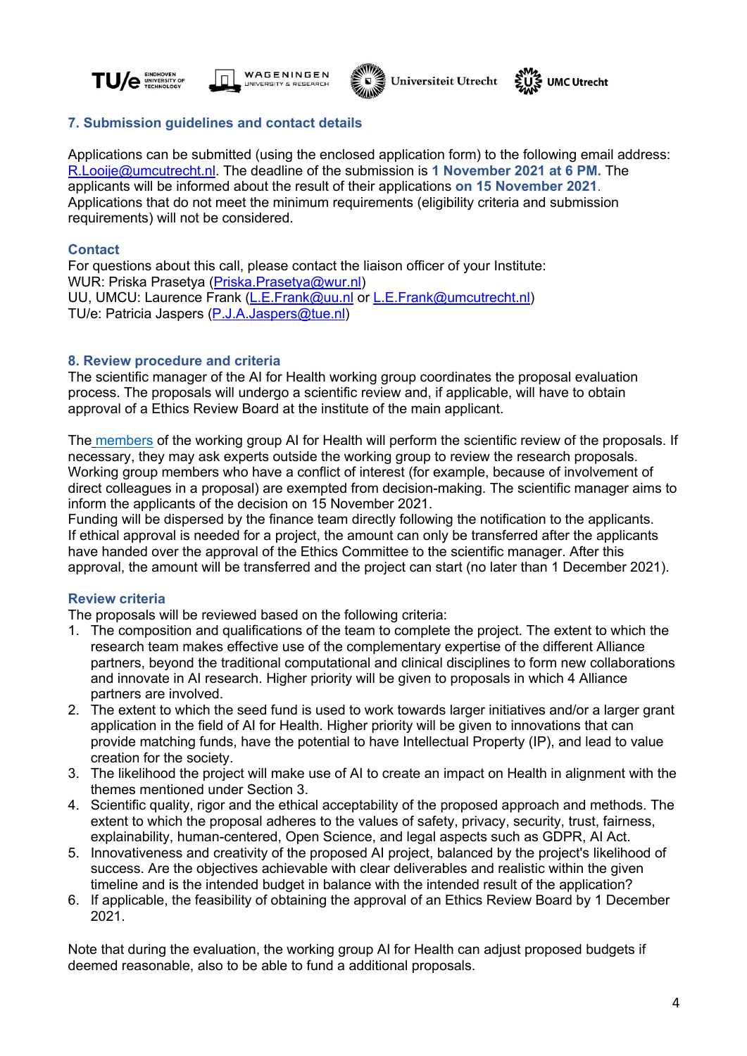## 7. Submission guidelines and contact details

Applications can be submitted (using the enclosed application form) to the following email address: R.Looije@umcutrecht.nl. The deadline of the submission is **1 November 2021 at 6 PM.** The applicants will be informed about the result of their applications **on 15 November 2021**. Applications that do not meet the minimum requirements (eligibility criteria and submission requirements) will not be considered.

### Contact

For questions about this call, please contact the liaison officer of your Institute:
WUR: Priska Prasetya (Priska.Prasetya@wur.nl)
UU, UMCU: Laurence Frank (L.E.Frank@uu.nl or L.E.Frank@umcutrecht.nl)
TU/e: Patricia Jaspers (P.J.A.Jaspers@tue.nl)

## 8. Review procedure and criteria

The scientific manager of the AI for Health working group coordinates the proposal evaluation process. The proposals will undergo a scientific review and, if applicable, will have to obtain approval of a Ethics Review Board at the institute of the main applicant.

The members of the working group AI for Health will perform the scientific review of the proposals. If necessary, they may ask experts outside the working group to review the research proposals. Working group members who have a conflict of interest (for example, because of involvement of direct colleagues in a proposal) are exempted from decision-making. The scientific manager aims to inform the applicants of the decision on 15 November 2021.
Funding will be dispersed by the finance team directly following the notification to the applicants. If ethical approval is needed for a project, the amount can only be transferred after the applicants have handed over the approval of the Ethics Committee to the scientific manager. After this approval, the amount will be transferred and the project can start (no later than 1 December 2021).

### Review criteria

The proposals will be reviewed based on the following criteria:

1. The composition and qualifications of the team to complete the project. The extent to which the research team makes effective use of the complementary expertise of the different Alliance partners, beyond the traditional computational and clinical disciplines to form new collaborations and innovate in AI research. Higher priority will be given to proposals in which 4 Alliance partners are involved.
2. The extent to which the seed fund is used to work towards larger initiatives and/or a larger grant application in the field of AI for Health. Higher priority will be given to innovations that can provide matching funds, have the potential to have Intellectual Property (IP), and lead to value creation for the society.
3. The likelihood the project will make use of AI to create an impact on Health in alignment with the themes mentioned under Section 3.
4. Scientific quality, rigor and the ethical acceptability of the proposed approach and methods. The extent to which the proposal adheres to the values of safety, privacy, security, trust, fairness, explainability, human-centered, Open Science, and legal aspects such as GDPR, AI Act.
5. Innovativeness and creativity of the proposed AI project, balanced by the project's likelihood of success. Are the objectives achievable with clear deliverables and realistic within the given timeline and is the intended budget in balance with the intended result of the application?
6. If applicable, the feasibility of obtaining the approval of an Ethics Review Board by 1 December 2021.

Note that during the evaluation, the working group AI for Health can adjust proposed budgets if deemed reasonable, also to be able to fund a additional proposals.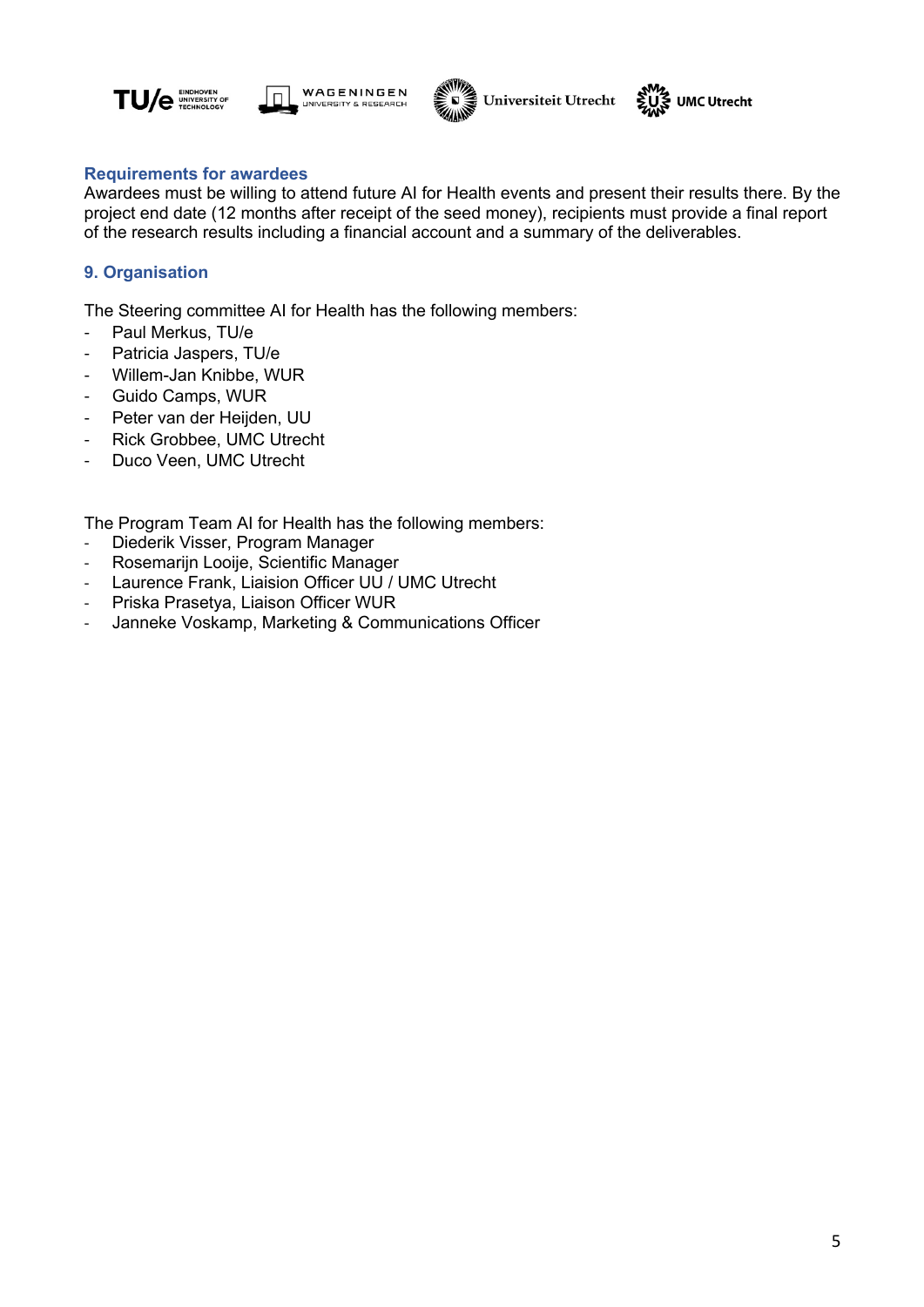### Requirements for awardees

Awardees must be willing to attend future AI for Health events and present their results there. By the project end date (12 months after receipt of the seed money), recipients must provide a final report of the research results including a financial account and a summary of the deliverables.

## 9. Organisation

The Steering committee AI for Health has the following members:

- Paul Merkus, TU/e
- Patricia Jaspers, TU/e
- Willem-Jan Knibbe, WUR
- Guido Camps, WUR
- Peter van der Heijden, UU
- Rick Grobbee, UMC Utrecht
- Duco Veen, UMC Utrecht

The Program Team AI for Health has the following members:

- Diederik Visser, Program Manager
- Rosemarijn Looije, Scientific Manager
- Laurence Frank, Liaision Officer UU / UMC Utrecht
- Priska Prasetya, Liaison Officer WUR
- Janneke Voskamp, Marketing & Communications Officer